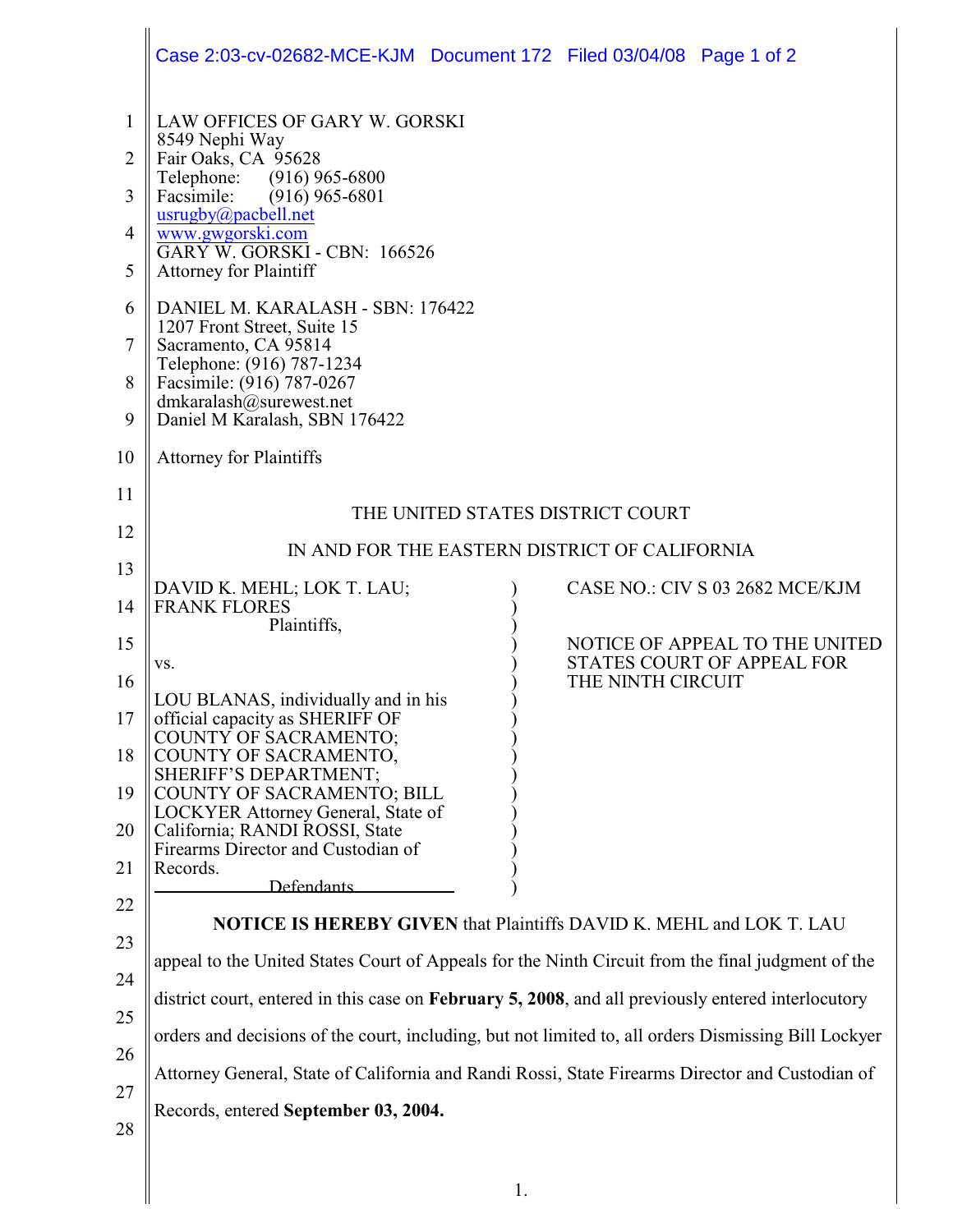LAW OFFICES OF GARY W. GORSKI
8549 Nephi Way
Fair Oaks, CA 95628
Telephone: (916) 965-6800
Facsimile: (916) 965-6801
usrugby@pacbell.net
www.gwgorski.com
GARY W. GORSKI - CBN: 166526
Attorney for Plaintiff

DANIEL M. KARALASH - SBN: 176422
1207 Front Street, Suite 15
Sacramento, CA 95814
Telephone: (916) 787-1234
Facsimile: (916) 787-0267
dmkaralash@surewest.net
Daniel M Karalash, SBN 176422

Attorney for Plaintiffs

THE UNITED STATES DISTRICT COURT

IN AND FOR THE EASTERN DISTRICT OF CALIFORNIA

| | |
|---|---|
| DAVID K. MEHL; LOK T. LAU; FRANK FLORES<br>Plaintiffs,<br><br>vs.<br><br>LOU BLANAS, individually and in his official capacity as SHERIFF OF COUNTY OF SACRAMENTO; COUNTY OF SACRAMENTO, SHERIFF'S DEPARTMENT; COUNTY OF SACRAMENTO; BILL LOCKYER Attorney General, State of California; RANDI ROSSI, State Firearms Director and Custodian of Records.<br>Defendants | CASE NO.: CIV S 03 2682 MCE/KJM<br><br>NOTICE OF APPEAL TO THE UNITED STATES COURT OF APPEAL FOR THE NINTH CIRCUIT |

**NOTICE IS HEREBY GIVEN** that Plaintiffs DAVID K. MEHL and LOK T. LAU appeal to the United States Court of Appeals for the Ninth Circuit from the final judgment of the district court, entered in this case on **February 5, 2008**, and all previously entered interlocutory orders and decisions of the court, including, but not limited to, all orders Dismissing Bill Lockyer Attorney General, State of California and Randi Rossi, State Firearms Director and Custodian of Records, entered **September 03, 2004.**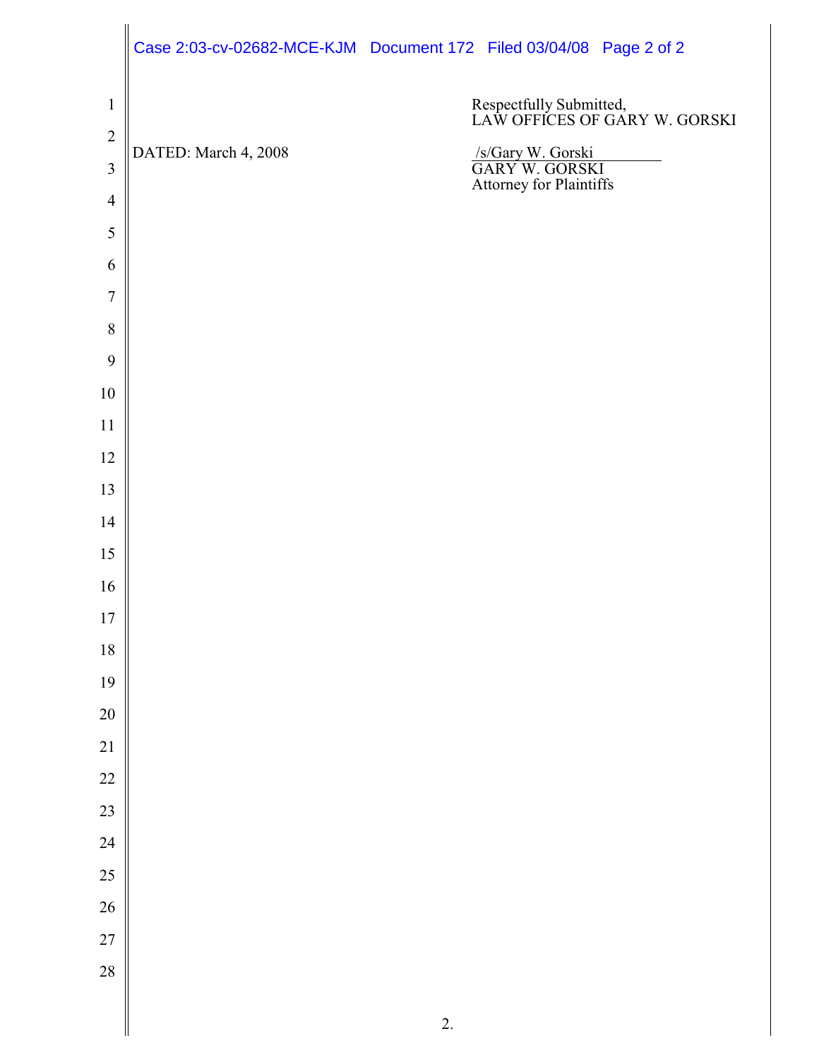Respectfully Submitted,
LAW OFFICES OF GARY W. GORSKI

DATED: March 4, 2008

/s/Gary W. Gorski
GARY W. GORSKI
Attorney for Plaintiffs